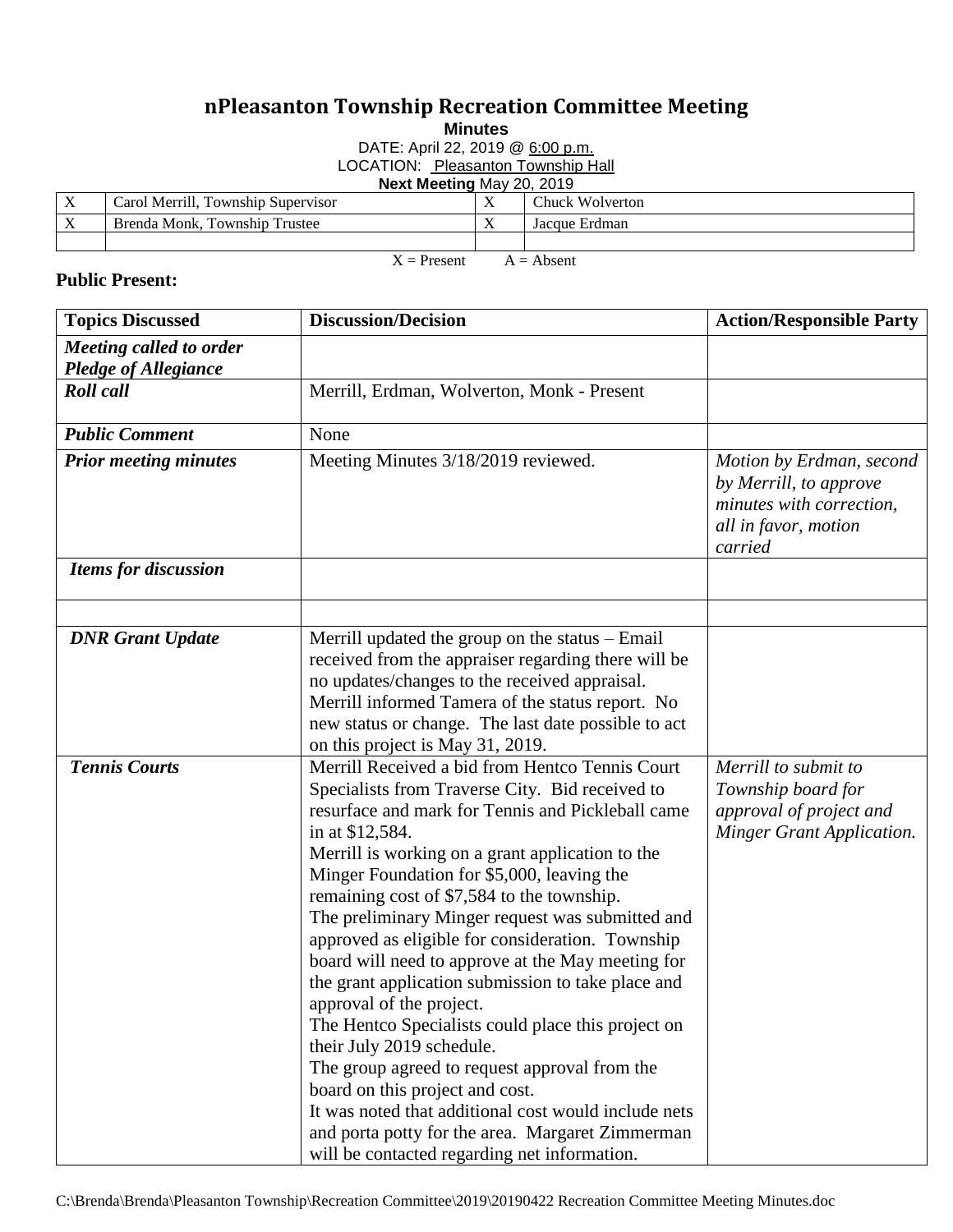# nPleasanton Township Recreation Committee Meeting

**Minutes**

DATE: April 22, 2019 @ 6:00 p.m.

LOCATION: Pleasanton Township Hall

**Next Meeting** May 20, 2019

| | | | |
|---|---|---|---|
| X | Carol Merrill, Township Supervisor | X | Chuck Wolverton |
| X | Brenda Monk, Township Trustee | X | Jacque Erdman |
| | | | |

X = Present A = Absent

**Public Present:**

| Topics Discussed | Discussion/Decision | Action/Responsible Party |
|---|---|---|
| ***Meeting called to order Pledge of Allegiance*** | | |
| ***Roll call*** | Merrill, Erdman, Wolverton, Monk - Present | |
| ***Public Comment*** | None | |
| ***Prior meeting minutes*** | Meeting Minutes 3/18/2019 reviewed. | *Motion by Erdman, second by Merrill, to approve minutes with correction, all in favor, motion carried* |
| ***Items for discussion*** | | |
| | | |
| ***DNR Grant Update*** | Merrill updated the group on the status – Email received from the appraiser regarding there will be no updates/changes to the received appraisal. Merrill informed Tamera of the status report. No new status or change. The last date possible to act on this project is May 31, 2019. | |
| ***Tennis Courts*** | Merrill Received a bid from Hentco Tennis Court Specialists from Traverse City. Bid received to resurface and mark for Tennis and Pickleball came in at $12,584.<br>Merrill is working on a grant application to the Minger Foundation for $5,000, leaving the remaining cost of $7,584 to the township.<br>The preliminary Minger request was submitted and approved as eligible for consideration. Township board will need to approve at the May meeting for the grant application submission to take place and approval of the project.<br>The Hentco Specialists could place this project on their July 2019 schedule.<br>The group agreed to request approval from the board on this project and cost.<br>It was noted that additional cost would include nets and porta potty for the area. Margaret Zimmerman will be contacted regarding net information. | *Merrill to submit to Township board for approval of project and Minger Grant Application.* |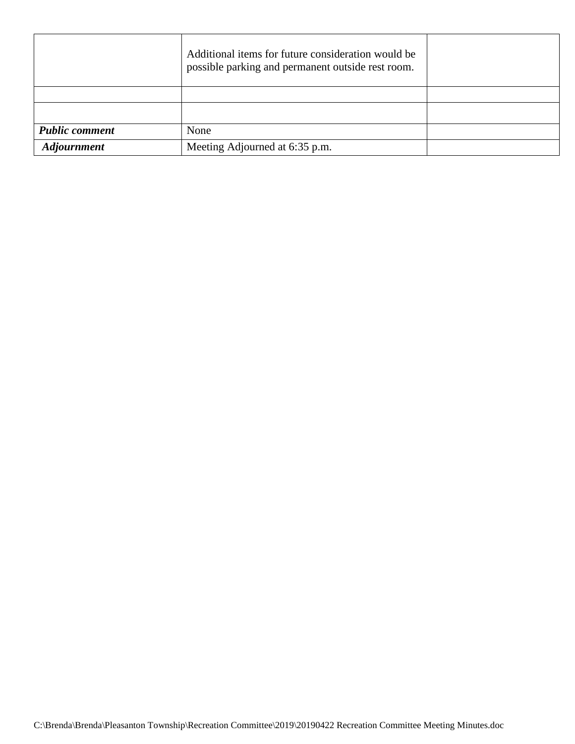| | | |
|---|---|---|
| | Additional items for future consideration would be possible parking and permanent outside rest room. | |
| | | |
| | | |
| ***Public comment*** | None | |
| ***Adjournment*** | Meeting Adjourned at 6:35 p.m. | |

C:\Brenda\Brenda\Pleasanton Township\Recreation Committee\2019\20190422 Recreation Committee Meeting Minutes.doc